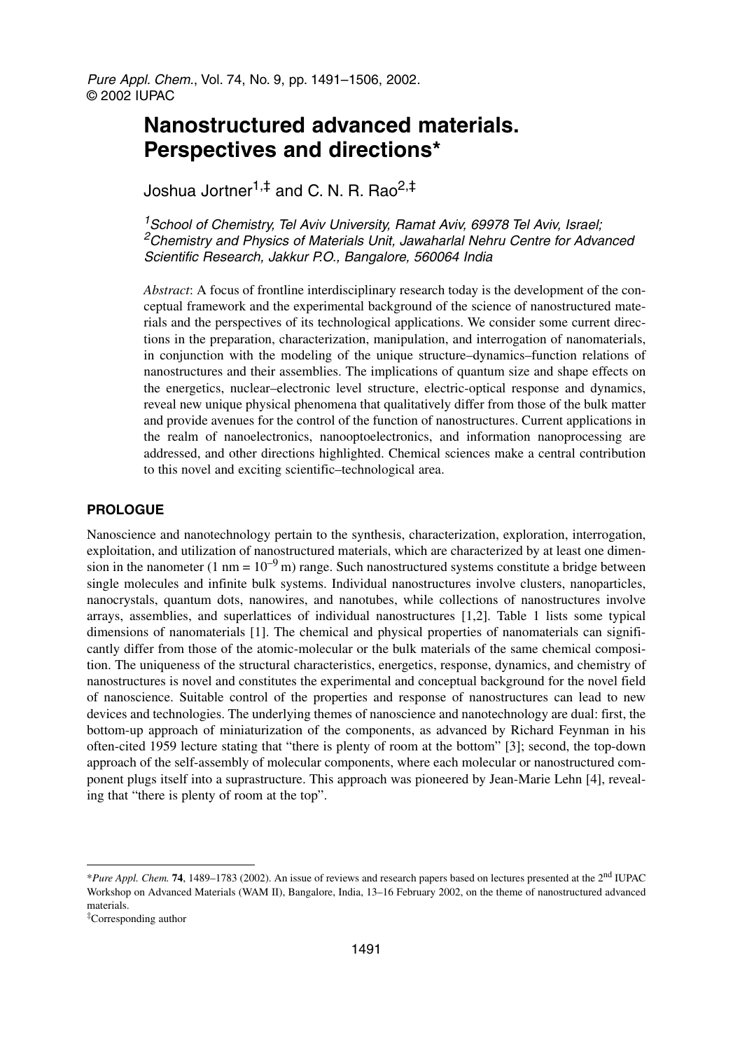# Nanostructured advanced materials. Perspectives and directions*

Joshua Jortner[1,‡] and C. N. R. Rao[2,‡]

[1] *School of Chemistry, Tel Aviv University, Ramat Aviv, 69978 Tel Aviv, Israel;*
[2] *Chemistry and Physics of Materials Unit, Jawaharlal Nehru Centre for Advanced Scientific Research, Jakkur P.O., Bangalore, 560064 India*

*Abstract*: A focus of frontline interdisciplinary research today is the development of the conceptual framework and the experimental background of the science of nanostructured materials and the perspectives of its technological applications. We consider some current directions in the preparation, characterization, manipulation, and interrogation of nanomaterials, in conjunction with the modeling of the unique structure–dynamics–function relations of nanostructures and their assemblies. The implications of quantum size and shape effects on the energetics, nuclear–electronic level structure, electric-optical response and dynamics, reveal new unique physical phenomena that qualitatively differ from those of the bulk matter and provide avenues for the control of the function of nanostructures. Current applications in the realm of nanoelectronics, nanooptoelectronics, and information nanoprocessing are addressed, and other directions highlighted. Chemical sciences make a central contribution to this novel and exciting scientific–technological area.

## PROLOGUE

Nanoscience and nanotechnology pertain to the synthesis, characterization, exploration, interrogation, exploitation, and utilization of nanostructured materials, which are characterized by at least one dimension in the nanometer (1 nm = $10^{-9}$ m) range. Such nanostructured systems constitute a bridge between single molecules and infinite bulk systems. Individual nanostructures involve clusters, nanoparticles, nanocrystals, quantum dots, nanowires, and nanotubes, while collections of nanostructures involve arrays, assemblies, and superlattices of individual nanostructures [1,2]. Table 1 lists some typical dimensions of nanomaterials [1]. The chemical and physical properties of nanomaterials can significantly differ from those of the atomic-molecular or the bulk materials of the same chemical composition. The uniqueness of the structural characteristics, energetics, response, dynamics, and chemistry of nanostructures is novel and constitutes the experimental and conceptual background for the novel field of nanoscience. Suitable control of the properties and response of nanostructures can lead to new devices and technologies. The underlying themes of nanoscience and nanotechnology are dual: first, the bottom-up approach of miniaturization of the components, as advanced by Richard Feynman in his often-cited 1959 lecture stating that "there is plenty of room at the bottom" [3]; second, the top-down approach of the self-assembly of molecular components, where each molecular or nanostructured component plugs itself into a suprastructure. This approach was pioneered by Jean-Marie Lehn [4], revealing that "there is plenty of room at the top".

---

\**Pure Appl. Chem.* **74**, 1489–1783 (2002). An issue of reviews and research papers based on lectures presented at the 2nd IUPAC Workshop on Advanced Materials (WAM II), Bangalore, India, 13–16 February 2002, on the theme of nanostructured advanced materials.

‡Corresponding author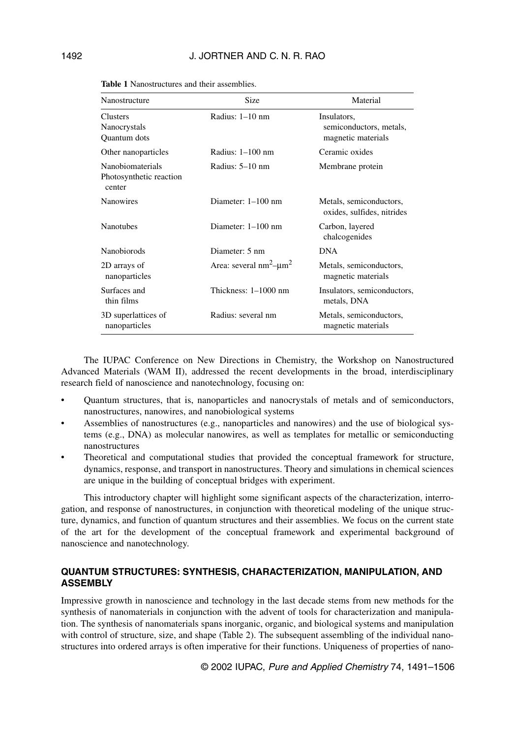**Table 1** Nanostructures and their assemblies.

| Nanostructure | Size | Material |
|---|---|---|
| Clusters<br>Nanocrystals<br>Quantum dots | Radius: 1–10 nm | Insulators, semiconductors, metals, magnetic materials |
| Other nanoparticles | Radius: 1–100 nm | Ceramic oxides |
| Nanobiomaterials<br>Photosynthetic reaction center | Radius: 5–10 nm | Membrane protein |
| Nanowires | Diameter: 1–100 nm | Metals, semiconductors, oxides, sulfides, nitrides |
| Nanotubes | Diameter: 1–100 nm | Carbon, layered chalcogenides |
| Nanobiorods | Diameter: 5 nm | DNA |
| 2D arrays of nanoparticles | Area: several $nm^2$–$\mu m^2$ | Metals, semiconductors, magnetic materials |
| Surfaces and thin films | Thickness: 1–1000 nm | Insulators, semiconductors, metals, DNA |
| 3D superlattices of nanoparticles | Radius: several nm | Metals, semiconductors, magnetic materials |

The IUPAC Conference on New Directions in Chemistry, the Workshop on Nanostructured Advanced Materials (WAM II), addressed the recent developments in the broad, interdisciplinary research field of nanoscience and nanotechnology, focusing on:

- Quantum structures, that is, nanoparticles and nanocrystals of metals and of semiconductors, nanostructures, nanowires, and nanobiological systems
- Assemblies of nanostructures (e.g., nanoparticles and nanowires) and the use of biological systems (e.g., DNA) as molecular nanowires, as well as templates for metallic or semiconducting nanostructures
- Theoretical and computational studies that provided the conceptual framework for structure, dynamics, response, and transport in nanostructures. Theory and simulations in chemical sciences are unique in the building of conceptual bridges with experiment.

This introductory chapter will highlight some significant aspects of the characterization, interrogation, and response of nanostructures, in conjunction with theoretical modeling of the unique structure, dynamics, and function of quantum structures and their assemblies. We focus on the current state of the art for the development of the conceptual framework and experimental background of nanoscience and nanotechnology.

## QUANTUM STRUCTURES: SYNTHESIS, CHARACTERIZATION, MANIPULATION, AND ASSEMBLY

Impressive growth in nanoscience and technology in the last decade stems from new methods for the synthesis of nanomaterials in conjunction with the advent of tools for characterization and manipulation. The synthesis of nanomaterials spans inorganic, organic, and biological systems and manipulation with control of structure, size, and shape (Table 2). The subsequent assembling of the individual nanostructures into ordered arrays is often imperative for their functions. Uniqueness of properties of nano-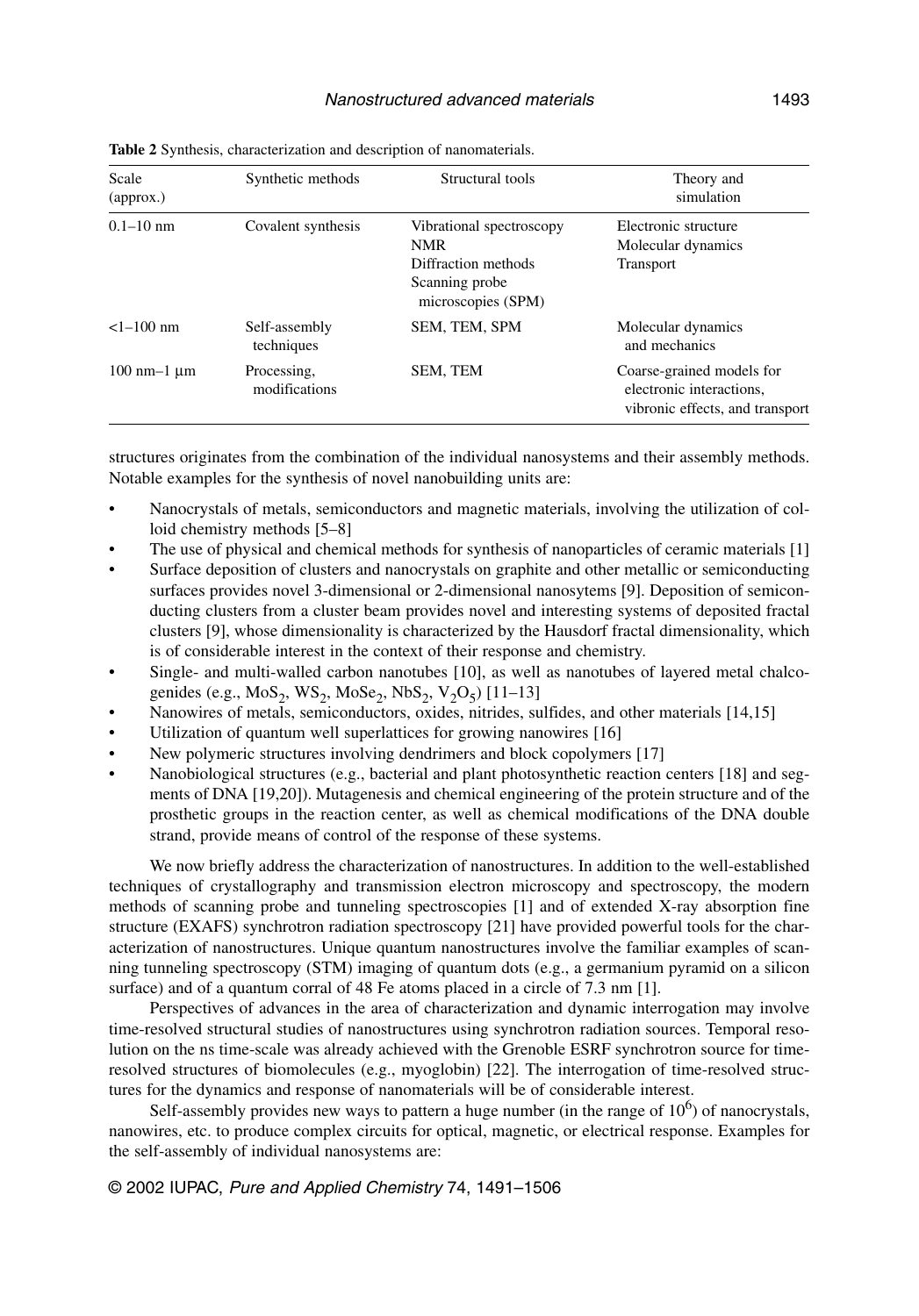**Table 2** Synthesis, characterization and description of nanomaterials.

| Scale (approx.) | Synthetic methods | Structural tools | Theory and simulation |
|---|---|---|---|
| 0.1–10 nm | Covalent synthesis | Vibrational spectroscopy<br>NMR<br>Diffraction methods<br>Scanning probe microscopies (SPM) | Electronic structure<br>Molecular dynamics<br>Transport |
| <1–100 nm | Self-assembly techniques | SEM, TEM, SPM | Molecular dynamics and mechanics |
| 100 nm–1 µm | Processing, modifications | SEM, TEM | Coarse-grained models for electronic interactions, vibronic effects, and transport |

structures originates from the combination of the individual nanosystems and their assembly methods. Notable examples for the synthesis of novel nanobuilding units are:

- Nanocrystals of metals, semiconductors and magnetic materials, involving the utilization of colloid chemistry methods [5–8]
- The use of physical and chemical methods for synthesis of nanoparticles of ceramic materials [1]
- Surface deposition of clusters and nanocrystals on graphite and other metallic or semiconducting surfaces provides novel 3-dimensional or 2-dimensional nanosytems [9]. Deposition of semiconducting clusters from a cluster beam provides novel and interesting systems of deposited fractal clusters [9], whose dimensionality is characterized by the Hausdorf fractal dimensionality, which is of considerable interest in the context of their response and chemistry.
- Single- and multi-walled carbon nanotubes [10], as well as nanotubes of layered metal chalcogenides (e.g., $MoS_2$, $WS_2$, $MoSe_2$, $NbS_2$, $V_2O_5$) [11–13]
- Nanowires of metals, semiconductors, oxides, nitrides, sulfides, and other materials [14,15]
- Utilization of quantum well superlattices for growing nanowires [16]
- New polymeric structures involving dendrimers and block copolymers [17]
- Nanobiological structures (e.g., bacterial and plant photosynthetic reaction centers [18] and segments of DNA [19,20]). Mutagenesis and chemical engineering of the protein structure and of the prosthetic groups in the reaction center, as well as chemical modifications of the DNA double strand, provide means of control of the response of these systems.

We now briefly address the characterization of nanostructures. In addition to the well-established techniques of crystallography and transmission electron microscopy and spectroscopy, the modern methods of scanning probe and tunneling spectroscopies [1] and of extended X-ray absorption fine structure (EXAFS) synchrotron radiation spectroscopy [21] have provided powerful tools for the characterization of nanostructures. Unique quantum nanostructures involve the familiar examples of scanning tunneling spectroscopy (STM) imaging of quantum dots (e.g., a germanium pyramid on a silicon surface) and of a quantum corral of 48 Fe atoms placed in a circle of 7.3 nm [1].

Perspectives of advances in the area of characterization and dynamic interrogation may involve time-resolved structural studies of nanostructures using synchrotron radiation sources. Temporal resolution on the ns time-scale was already achieved with the Grenoble ESRF synchrotron source for time-resolved structures of biomolecules (e.g., myoglobin) [22]. The interrogation of time-resolved structures for the dynamics and response of nanomaterials will be of considerable interest.

Self-assembly provides new ways to pattern a huge number (in the range of $10^6$) of nanocrystals, nanowires, etc. to produce complex circuits for optical, magnetic, or electrical response. Examples for the self-assembly of individual nanosystems are: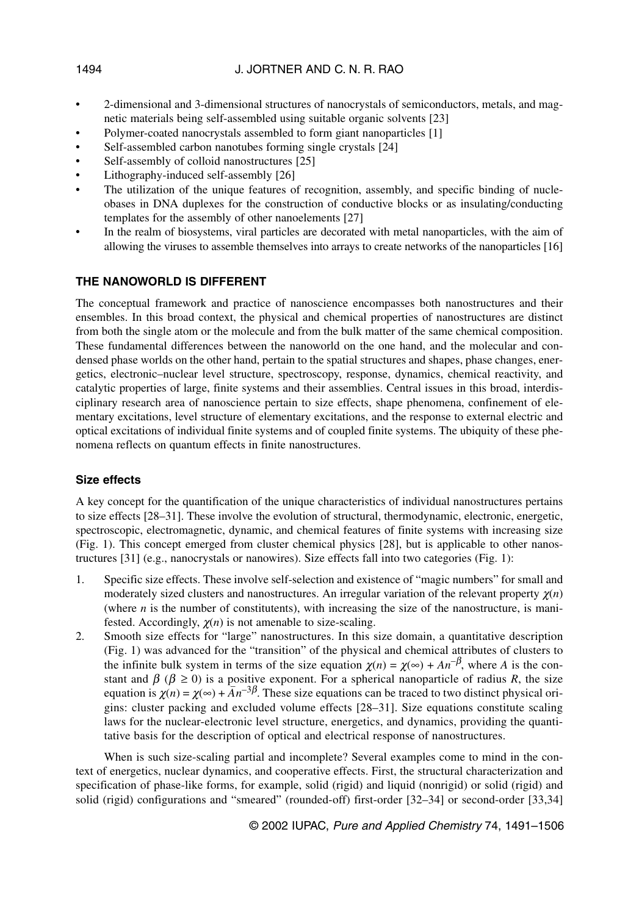- 2-dimensional and 3-dimensional structures of nanocrystals of semiconductors, metals, and magnetic materials being self-assembled using suitable organic solvents [23]
- Polymer-coated nanocrystals assembled to form giant nanoparticles [1]
- Self-assembled carbon nanotubes forming single crystals [24]
- Self-assembly of colloid nanostructures [25]
- Lithography-induced self-assembly [26]
- The utilization of the unique features of recognition, assembly, and specific binding of nucleobases in DNA duplexes for the construction of conductive blocks or as insulating/conducting templates for the assembly of other nanoelements [27]
- In the realm of biosystems, viral particles are decorated with metal nanoparticles, with the aim of allowing the viruses to assemble themselves into arrays to create networks of the nanoparticles [16]

## THE NANOWORLD IS DIFFERENT

The conceptual framework and practice of nanoscience encompasses both nanostructures and their ensembles. In this broad context, the physical and chemical properties of nanostructures are distinct from both the single atom or the molecule and from the bulk matter of the same chemical composition. These fundamental differences between the nanoworld on the one hand, and the molecular and condensed phase worlds on the other hand, pertain to the spatial structures and shapes, phase changes, energetics, electronic–nuclear level structure, spectroscopy, response, dynamics, chemical reactivity, and catalytic properties of large, finite systems and their assemblies. Central issues in this broad, interdisciplinary research area of nanoscience pertain to size effects, shape phenomena, confinement of elementary excitations, level structure of elementary excitations, and the response to external electric and optical excitations of individual finite systems and of coupled finite systems. The ubiquity of these phenomena reflects on quantum effects in finite nanostructures.

### Size effects

A key concept for the quantification of the unique characteristics of individual nanostructures pertains to size effects [28–31]. These involve the evolution of structural, thermodynamic, electronic, energetic, spectroscopic, electromagnetic, dynamic, and chemical features of finite systems with increasing size (Fig. 1). This concept emerged from cluster chemical physics [28], but is applicable to other nanostructures [31] (e.g., nanocrystals or nanowires). Size effects fall into two categories (Fig. 1):

1. Specific size effects. These involve self-selection and existence of "magic numbers" for small and moderately sized clusters and nanostructures. An irregular variation of the relevant property $\chi(n)$ (where $n$ is the number of constitutents), with increasing the size of the nanostructure, is manifested. Accordingly, $\chi(n)$ is not amenable to size-scaling.
2. Smooth size effects for "large" nanostructures. In this size domain, a quantitative description (Fig. 1) was advanced for the "transition" of the physical and chemical attributes of clusters to the infinite bulk system in terms of the size equation $\chi(n) = \chi(\infty) + An^{-\beta}$, where $A$ is the constant and $\beta$ ($\beta \geq 0$) is a positive exponent. For a spherical nanoparticle of radius $R$, the size equation is $\chi(n) = \chi(\infty) + \bar{A}n^{-3\beta}$. These size equations can be traced to two distinct physical origins: cluster packing and excluded volume effects [28–31]. Size equations constitute scaling laws for the nuclear-electronic level structure, energetics, and dynamics, providing the quantitative basis for the description of optical and electrical response of nanostructures.

When is such size-scaling partial and incomplete? Several examples come to mind in the context of energetics, nuclear dynamics, and cooperative effects. First, the structural characterization and specification of phase-like forms, for example, solid (rigid) and liquid (nonrigid) or solid (rigid) and solid (rigid) configurations and "smeared" (rounded-off) first-order [32–34] or second-order [33,34]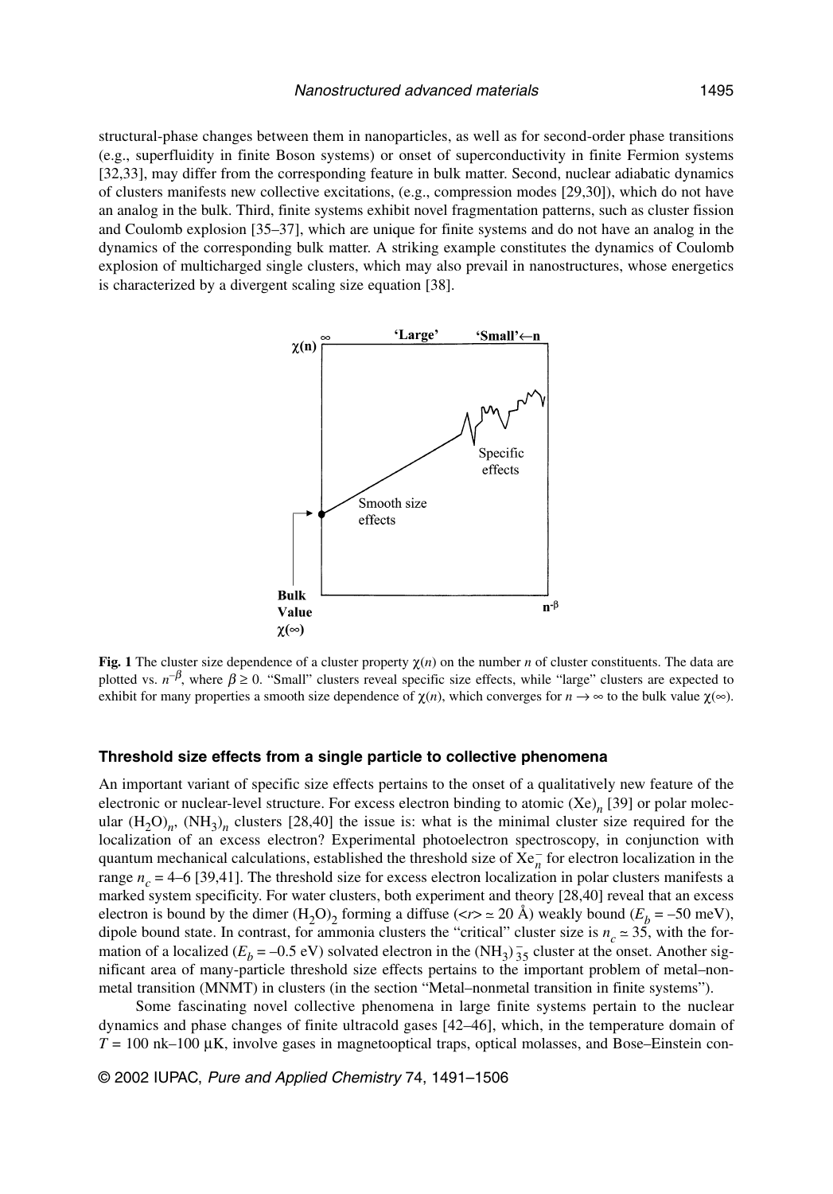structural-phase changes between them in nanoparticles, as well as for second-order phase transitions (e.g., superfluidity in finite Boson systems) or onset of superconductivity in finite Fermion systems [32,33], may differ from the corresponding feature in bulk matter. Second, nuclear adiabatic dynamics of clusters manifests new collective excitations, (e.g., compression modes [29,30]), which do not have an analog in the bulk. Third, finite systems exhibit novel fragmentation patterns, such as cluster fission and Coulomb explosion [35–37], which are unique for finite systems and do not have an analog in the dynamics of the corresponding bulk matter. A striking example constitutes the dynamics of Coulomb explosion of multicharged single clusters, which may also prevail in nanostructures, whose energetics is characterized by a divergent scaling size equation [38].

**Fig. 1** The cluster size dependence of a cluster property $\chi(n)$ on the number $n$ of cluster constituents. The data are plotted vs. $n^{-\beta}$, where $\beta \geq 0$. "Small" clusters reveal specific size effects, while "large" clusters are expected to exhibit for many properties a smooth size dependence of $\chi(n)$, which converges for $n \to \infty$ to the bulk value $\chi(\infty)$.

### Threshold size effects from a single particle to collective phenomena

An important variant of specific size effects pertains to the onset of a qualitatively new feature of the electronic or nuclear-level structure. For excess electron binding to atomic $(Xe)_n$ [39] or polar molecular $(H_2O)_n$, $(NH_3)_n$ clusters [28,40] the issue is: what is the minimal cluster size required for the localization of an excess electron? Experimental photoelectron spectroscopy, in conjunction with quantum mechanical calculations, established the threshold size of $Xe_n^-$ for electron localization in the range $n_c = 4$–$6$ [39,41]. The threshold size for excess electron localization in polar clusters manifests a marked system specificity. For water clusters, both experiment and theory [28,40] reveal that an excess electron is bound by the dimer $(H_2O)_2$ forming a diffuse ($\langle r \rangle \simeq 20$ Å) weakly bound ($E_b = -50$ meV), dipole bound state. In contrast, for ammonia clusters the "critical" cluster size is $n_c \simeq 35$, with the formation of a localized ($E_b = -0.5$ eV) solvated electron in the $(NH_3)_{35}^-$ cluster at the onset. Another significant area of many-particle threshold size effects pertains to the important problem of metal–nonmetal transition (MNMT) in clusters (in the section "Metal–nonmetal transition in finite systems").

Some fascinating novel collective phenomena in large finite systems pertain to the nuclear dynamics and phase changes of finite ultracold gases [42–46], which, in the temperature domain of $T = 100$ nk–$100$ µK, involve gases in magnetooptical traps, optical molasses, and Bose–Einstein con-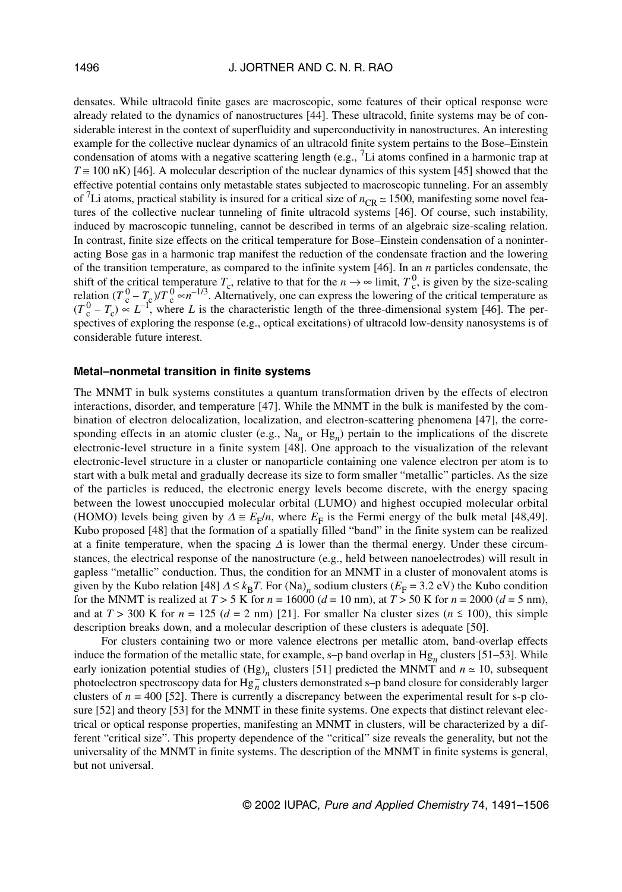densates. While ultracold finite gases are macroscopic, some features of their optical response were already related to the dynamics of nanostructures [44]. These ultracold, finite systems may be of considerable interest in the context of superfluidity and superconductivity in nanostructures. An interesting example for the collective nuclear dynamics of an ultracold finite system pertains to the Bose–Einstein condensation of atoms with a negative scattering length (e.g., $^7$Li atoms confined in a harmonic trap at $T \cong 100$ nK) [46]. A molecular description of the nuclear dynamics of this system [45] showed that the effective potential contains only metastable states subjected to macroscopic tunneling. For an assembly of $^7$Li atoms, practical stability is insured for a critical size of $n_{CR} \simeq 1500$, manifesting some novel features of the collective nuclear tunneling of finite ultracold systems [46]. Of course, such instability, induced by macroscopic tunneling, cannot be described in terms of an algebraic size-scaling relation. In contrast, finite size effects on the critical temperature for Bose–Einstein condensation of a noninteracting Bose gas in a harmonic trap manifest the reduction of the condensate fraction and the lowering of the transition temperature, as compared to the infinite system [46]. In an $n$ particles condensate, the shift of the critical temperature $T_c$, relative to that for the $n \to \infty$ limit, $T_c^0$, is given by the size-scaling relation $(T_c^0 - T_c)/T_c^0 \propto n^{-1/3}$. Alternatively, one can express the lowering of the critical temperature as $(T_c^0 - T_c) \propto L^{-1}$, where $L$ is the characteristic length of the three-dimensional system [46]. The perspectives of exploring the response (e.g., optical excitations) of ultracold low-density nanosystems is of considerable future interest.

### Metal–nonmetal transition in finite systems

The MNMT in bulk systems constitutes a quantum transformation driven by the effects of electron interactions, disorder, and temperature [47]. While the MNMT in the bulk is manifested by the combination of electron delocalization, localization, and electron-scattering phenomena [47], the corresponding effects in an atomic cluster (e.g., $Na_n$ or $Hg_n$) pertain to the implications of the discrete electronic-level structure in a finite system [48]. One approach to the visualization of the relevant electronic-level structure in a cluster or nanoparticle containing one valence electron per atom is to start with a bulk metal and gradually decrease its size to form smaller "metallic" particles. As the size of the particles is reduced, the electronic energy levels become discrete, with the energy spacing between the lowest unoccupied molecular orbital (LUMO) and highest occupied molecular orbital (HOMO) levels being given by $\Delta \cong E_F/n$, where $E_F$ is the Fermi energy of the bulk metal [48,49]. Kubo proposed [48] that the formation of a spatially filled "band" in the finite system can be realized at a finite temperature, when the spacing $\Delta$ is lower than the thermal energy. Under these circumstances, the electrical response of the nanostructure (e.g., held between nanoelectrodes) will result in gapless "metallic" conduction. Thus, the condition for an MNMT in a cluster of monovalent atoms is given by the Kubo relation [48] $\Delta \leq k_B T$. For $(Na)_n$ sodium clusters ($E_F = 3.2$ eV) the Kubo condition for the MNMT is realized at $T > 5$ K for $n = 16000$ ($d = 10$ nm), at $T > 50$ K for $n = 2000$ ($d = 5$ nm), and at $T > 300$ K for $n = 125$ ($d = 2$ nm) [21]. For smaller Na cluster sizes ($n \lesssim 100$), this simple description breaks down, and a molecular description of these clusters is adequate [50].

For clusters containing two or more valence electrons per metallic atom, band-overlap effects induce the formation of the metallic state, for example, s–p band overlap in $Hg_n$ clusters [51–53]. While early ionization potential studies of $(Hg)_n$ clusters [51] predicted the MNMT and $n \simeq 10$, subsequent photoelectron spectroscopy data for $Hg_n^-$ clusters demonstrated s–p band closure for considerably larger clusters of $n = 400$ [52]. There is currently a discrepancy between the experimental result for s-p closure [52] and theory [53] for the MNMT in these finite systems. One expects that distinct relevant electrical or optical response properties, manifesting an MNMT in clusters, will be characterized by a different "critical size". This property dependence of the "critical" size reveals the generality, but not the universality of the MNMT in finite systems. The description of the MNMT in finite systems is general, but not universal.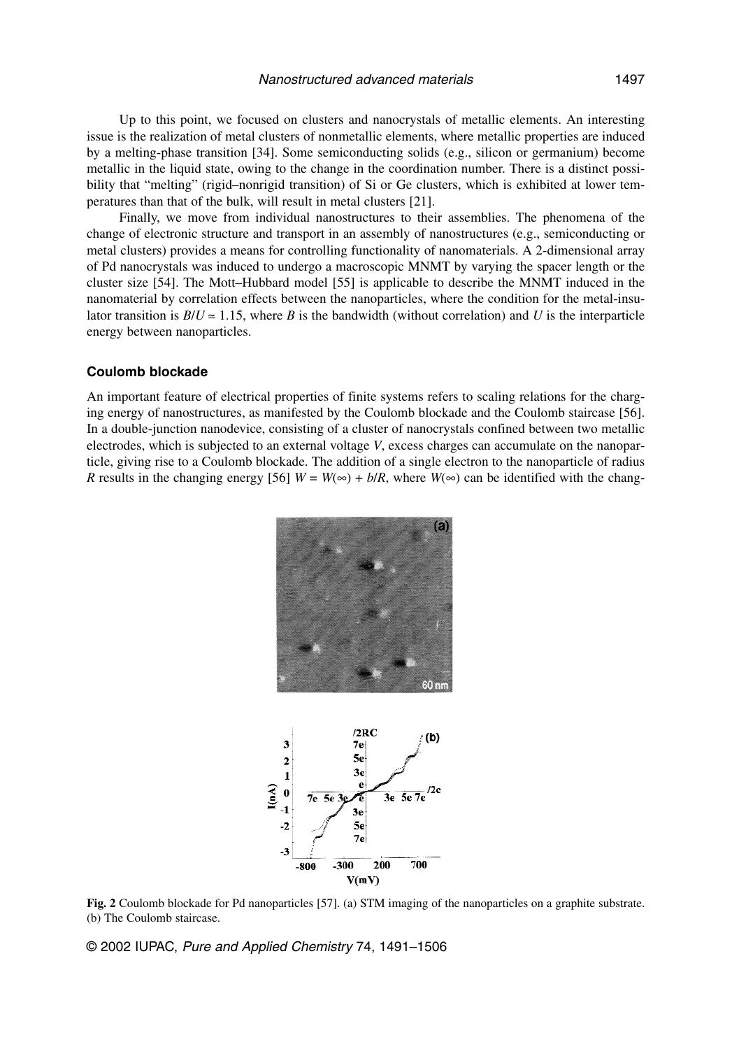Up to this point, we focused on clusters and nanocrystals of metallic elements. An interesting issue is the realization of metal clusters of nonmetallic elements, where metallic properties are induced by a melting-phase transition [34]. Some semiconducting solids (e.g., silicon or germanium) become metallic in the liquid state, owing to the change in the coordination number. There is a distinct possibility that "melting" (rigid–nonrigid transition) of Si or Ge clusters, which is exhibited at lower temperatures than that of the bulk, will result in metal clusters [21].

Finally, we move from individual nanostructures to their assemblies. The phenomena of the change of electronic structure and transport in an assembly of nanostructures (e.g., semiconducting or metal clusters) provides a means for controlling functionality of nanomaterials. A 2-dimensional array of Pd nanocrystals was induced to undergo a macroscopic MNMT by varying the spacer length or the cluster size [54]. The Mott–Hubbard model [55] is applicable to describe the MNMT induced in the nanomaterial by correlation effects between the nanoparticles, where the condition for the metal-insulator transition is $B/U \simeq 1.15$, where $B$ is the bandwidth (without correlation) and $U$ is the interparticle energy between nanoparticles.

### Coulomb blockade

An important feature of electrical properties of finite systems refers to scaling relations for the charging energy of nanostructures, as manifested by the Coulomb blockade and the Coulomb staircase [56]. In a double-junction nanodevice, consisting of a cluster of nanocrystals confined between two metallic electrodes, which is subjected to an external voltage $V$, excess charges can accumulate on the nanoparticle, giving rise to a Coulomb blockade. The addition of a single electron to the nanoparticle of radius $R$ results in the changing energy [56] $W = W(\infty) + b/R$, where $W(\infty)$ can be identified with the chang-

**Fig. 2** Coulomb blockade for Pd nanoparticles [57]. (a) STM imaging of the nanoparticles on a graphite substrate. (b) The Coulomb staircase.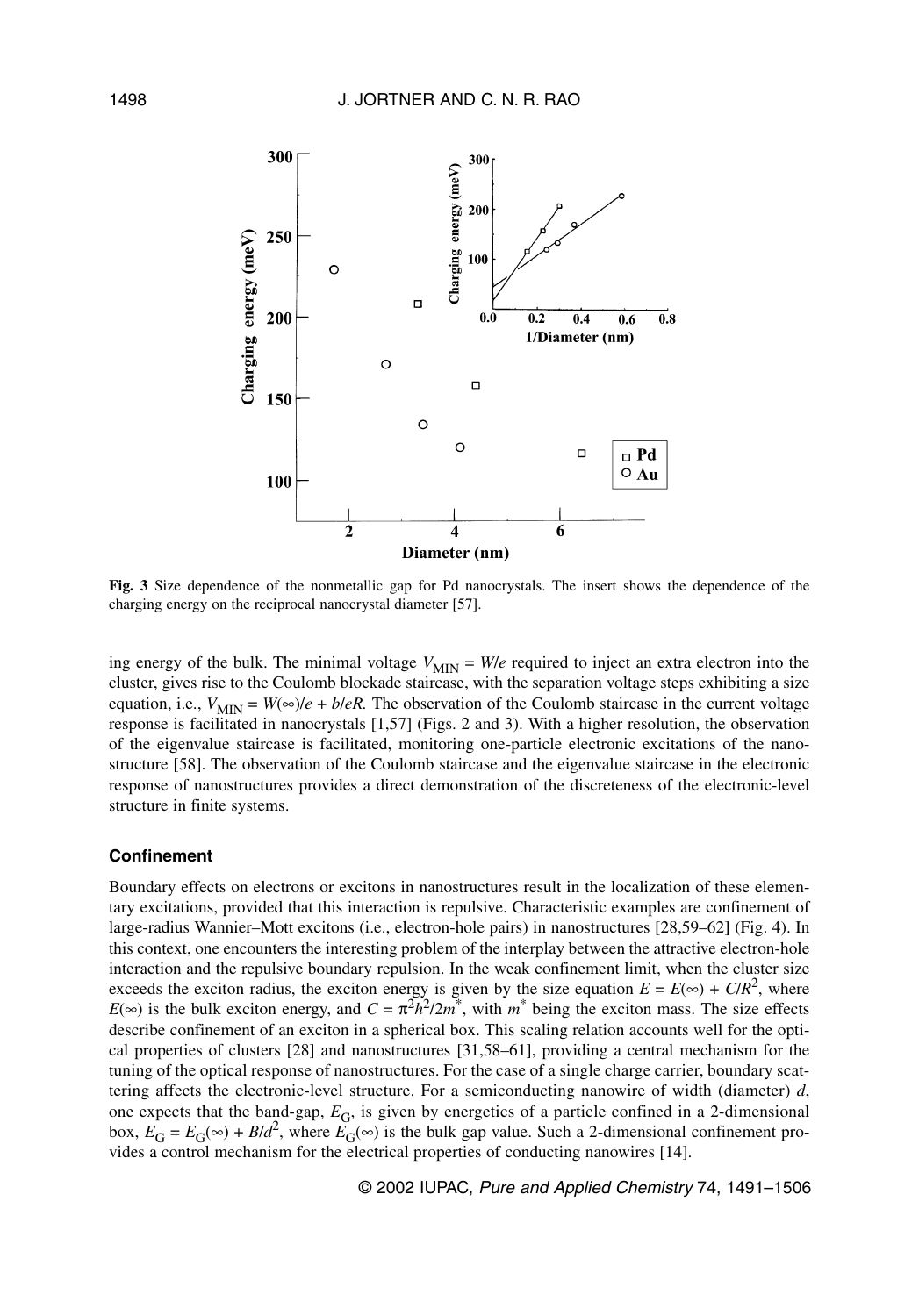**Fig. 3** Size dependence of the nonmetallic gap for Pd nanocrystals. The insert shows the dependence of the charging energy on the reciprocal nanocrystal diameter [57].

ing energy of the bulk. The minimal voltage $V_{MIN} = W/e$ required to inject an extra electron into the cluster, gives rise to the Coulomb blockade staircase, with the separation voltage steps exhibiting a size equation, i.e., $V_{MIN} = W(\infty)/e + b/eR$. The observation of the Coulomb staircase in the current voltage response is facilitated in nanocrystals [1,57] (Figs. 2 and 3). With a higher resolution, the observation of the eigenvalue staircase is facilitated, monitoring one-particle electronic excitations of the nanostructure [58]. The observation of the Coulomb staircase and the eigenvalue staircase in the electronic response of nanostructures provides a direct demonstration of the discreteness of the electronic-level structure in finite systems.

### Confinement

Boundary effects on electrons or excitons in nanostructures result in the localization of these elementary excitations, provided that this interaction is repulsive. Characteristic examples are confinement of large-radius Wannier–Mott excitons (i.e., electron-hole pairs) in nanostructures [28,59–62] (Fig. 4). In this context, one encounters the interesting problem of the interplay between the attractive electron-hole interaction and the repulsive boundary repulsion. In the weak confinement limit, when the cluster size exceeds the exciton radius, the exciton energy is given by the size equation $E = E(\infty) + C/R^2$, where $E(\infty)$ is the bulk exciton energy, and $C = \pi^2\hbar^2/2m^*$, with $m^*$ being the exciton mass. The size effects describe confinement of an exciton in a spherical box. This scaling relation accounts well for the optical properties of clusters [28] and nanostructures [31,58–61], providing a central mechanism for the tuning of the optical response of nanostructures. For the case of a single charge carrier, boundary scattering affects the electronic-level structure. For a semiconducting nanowire of width (diameter) $d$, one expects that the band-gap, $E_G$, is given by energetics of a particle confined in a 2-dimensional box, $E_G = E_G(\infty) + B/d^2$, where $E_G(\infty)$ is the bulk gap value. Such a 2-dimensional confinement provides a control mechanism for the electrical properties of conducting nanowires [14].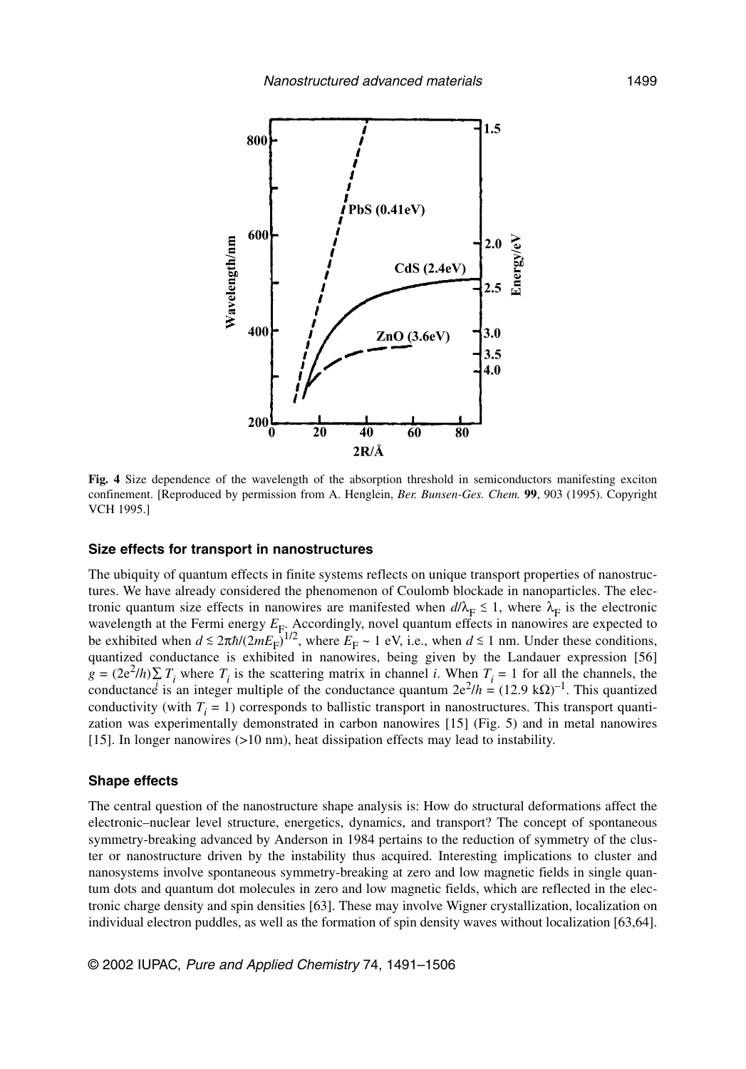**Fig. 4** Size dependence of the wavelength of the absorption threshold in semiconductors manifesting exciton confinement. [Reproduced by permission from A. Henglein, *Ber. Bunsen-Ges. Chem.* **99**, 903 (1995). Copyright VCH 1995.]

### Size effects for transport in nanostructures

The ubiquity of quantum effects in finite systems reflects on unique transport properties of nanostructures. We have already considered the phenomenon of Coulomb blockade in nanoparticles. The electronic quantum size effects in nanowires are manifested when $d/\lambda_F \lesssim 1$, where $\lambda_F$ is the electronic wavelength at the Fermi energy $E_F$. Accordingly, novel quantum effects in nanowires are expected to be exhibited when $d \lesssim 2\pi\hbar/(2mE_F)^{1/2}$, where $E_F \sim 1$ eV, i.e., when $d \lesssim 1$ nm. Under these conditions, quantized conductance is exhibited in nanowires, being given by the Landauer expression [56] $g = (2e^2/h)\sum_i T_i$ where $T_i$ is the scattering matrix in channel $i$. When $T_i = 1$ for all the channels, the conductance is an integer multiple of the conductance quantum $2e^2/h = (12.9\ \text{k}\Omega)^{-1}$. This quantized conductivity (with $T_i = 1$) corresponds to ballistic transport in nanostructures. This transport quantization was experimentally demonstrated in carbon nanowires [15] (Fig. 5) and in metal nanowires [15]. In longer nanowires (>10 nm), heat dissipation effects may lead to instability.

### Shape effects

The central question of the nanostructure shape analysis is: How do structural deformations affect the electronic–nuclear level structure, energetics, dynamics, and transport? The concept of spontaneous symmetry-breaking advanced by Anderson in 1984 pertains to the reduction of symmetry of the cluster or nanostructure driven by the instability thus acquired. Interesting implications to cluster and nanosystems involve spontaneous symmetry-breaking at zero and low magnetic fields in single quantum dots and quantum dot molecules in zero and low magnetic fields, which are reflected in the electronic charge density and spin densities [63]. These may involve Wigner crystallization, localization on individual electron puddles, as well as the formation of spin density waves without localization [63,64].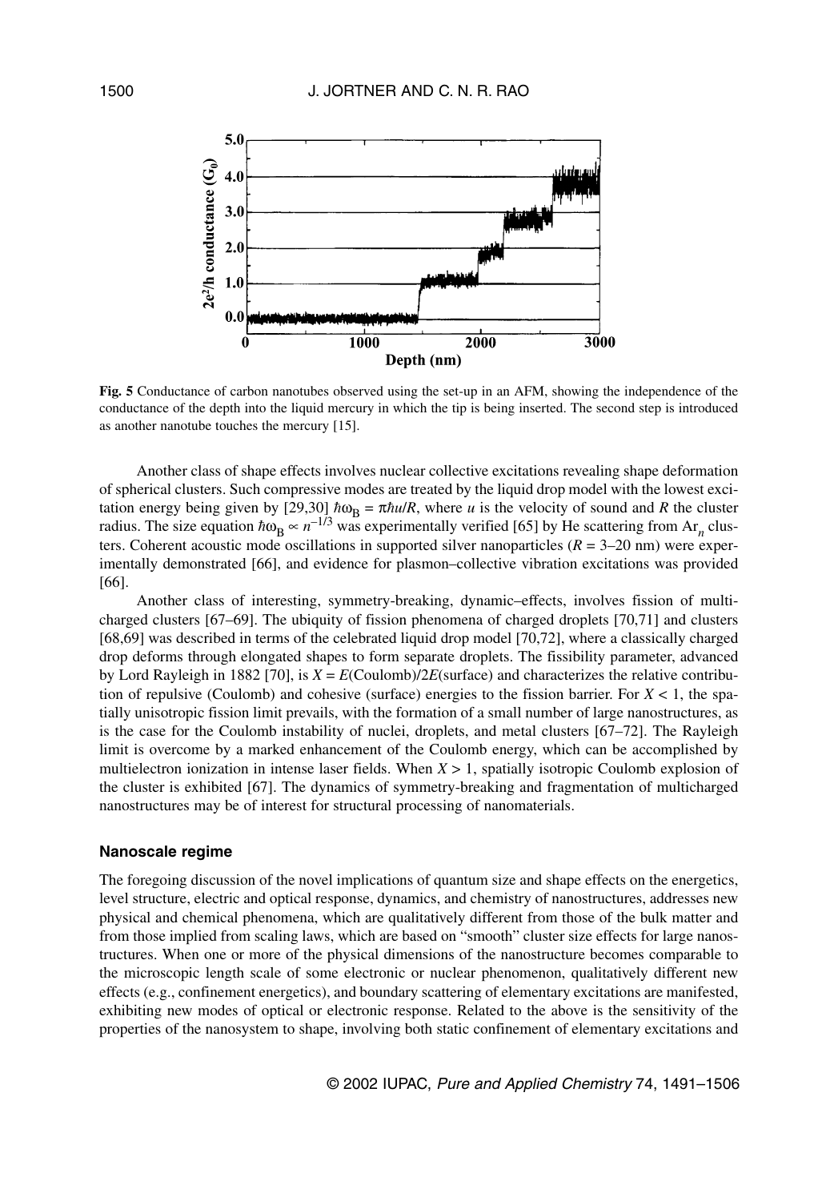**Fig. 5** Conductance of carbon nanotubes observed using the set-up in an AFM, showing the independence of the conductance of the depth into the liquid mercury in which the tip is being inserted. The second step is introduced as another nanotube touches the mercury [15].

Another class of shape effects involves nuclear collective excitations revealing shape deformation of spherical clusters. Such compressive modes are treated by the liquid drop model with the lowest excitation energy being given by [29,30] $\hbar\omega_B = \pi\hbar u/R$, where $u$ is the velocity of sound and $R$ the cluster radius. The size equation $\hbar\omega_B \propto n^{-1/3}$ was experimentally verified [65] by He scattering from $Ar_n$ clusters. Coherent acoustic mode oscillations in supported silver nanoparticles ($R$ = 3–20 nm) were experimentally demonstrated [66], and evidence for plasmon–collective vibration excitations was provided [66].

Another class of interesting, symmetry-breaking, dynamic–effects, involves fission of multicharged clusters [67–69]. The ubiquity of fission phenomena of charged droplets [70,71] and clusters [68,69] was described in terms of the celebrated liquid drop model [70,72], where a classically charged drop deforms through elongated shapes to form separate droplets. The fissibility parameter, advanced by Lord Rayleigh in 1882 [70], is $X = E(\text{Coulomb})/2E(\text{surface})$ and characterizes the relative contribution of repulsive (Coulomb) and cohesive (surface) energies to the fission barrier. For $X < 1$, the spatially unisotropic fission limit prevails, with the formation of a small number of large nanostructures, as is the case for the Coulomb instability of nuclei, droplets, and metal clusters [67–72]. The Rayleigh limit is overcome by a marked enhancement of the Coulomb energy, which can be accomplished by multielectron ionization in intense laser fields. When $X > 1$, spatially isotropic Coulomb explosion of the cluster is exhibited [67]. The dynamics of symmetry-breaking and fragmentation of multicharged nanostructures may be of interest for structural processing of nanomaterials.

## Nanoscale regime

The foregoing discussion of the novel implications of quantum size and shape effects on the energetics, level structure, electric and optical response, dynamics, and chemistry of nanostructures, addresses new physical and chemical phenomena, which are qualitatively different from those of the bulk matter and from those implied from scaling laws, which are based on "smooth" cluster size effects for large nanostructures. When one or more of the physical dimensions of the nanostructure becomes comparable to the microscopic length scale of some electronic or nuclear phenomenon, qualitatively different new effects (e.g., confinement energetics), and boundary scattering of elementary excitations are manifested, exhibiting new modes of optical or electronic response. Related to the above is the sensitivity of the properties of the nanosystem to shape, involving both static confinement of elementary excitations and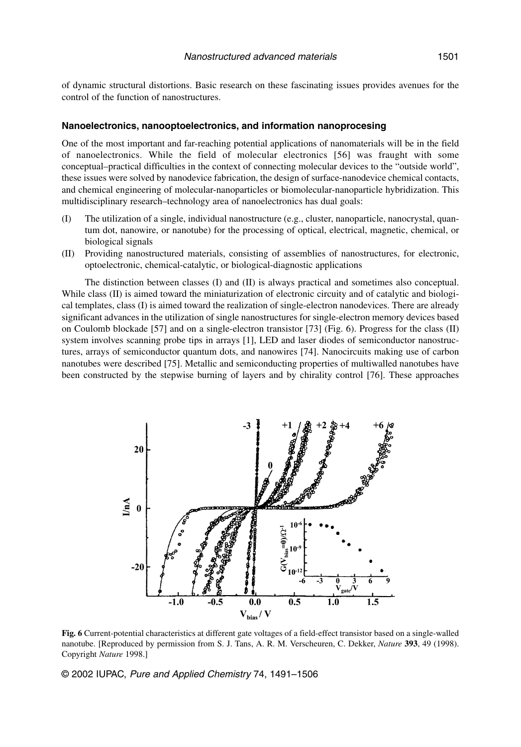of dynamic structural distortions. Basic research on these fascinating issues provides avenues for the control of the function of nanostructures.

### Nanoelectronics, nanooptoelectronics, and information nanoprocesing

One of the most important and far-reaching potential applications of nanomaterials will be in the field of nanoelectronics. While the field of molecular electronics [56] was fraught with some conceptual–practical difficulties in the context of connecting molecular devices to the "outside world", these issues were solved by nanodevice fabrication, the design of surface-nanodevice chemical contacts, and chemical engineering of molecular-nanoparticles or biomolecular-nanoparticle hybridization. This multidisciplinary research–technology area of nanoelectronics has dual goals:

(I) The utilization of a single, individual nanostructure (e.g., cluster, nanoparticle, nanocrystal, quantum dot, nanowire, or nanotube) for the processing of optical, electrical, magnetic, chemical, or biological signals

(II) Providing nanostructured materials, consisting of assemblies of nanostructures, for electronic, optoelectronic, chemical-catalytic, or biological-diagnostic applications

The distinction between classes (I) and (II) is always practical and sometimes also conceptual. While class (II) is aimed toward the miniaturization of electronic circuity and of catalytic and biological templates, class (I) is aimed toward the realization of single-electron nanodevices. There are already significant advances in the utilization of single nanostructures for single-electron memory devices based on Coulomb blockade [57] and on a single-electron transistor [73] (Fig. 6). Progress for the class (II) system involves scanning probe tips in arrays [1], LED and laser diodes of semiconductor nanostructures, arrays of semiconductor quantum dots, and nanowires [74]. Nanocircuits making use of carbon nanotubes were described [75]. Metallic and semiconducting properties of multiwalled nanotubes have been constructed by the stepwise burning of layers and by chirality control [76]. These approaches

**Fig. 6** Current-potential characteristics at different gate voltages of a field-effect transistor based on a single-walled nanotube. [Reproduced by permission from S. J. Tans, A. R. M. Verscheuren, C. Dekker, *Nature* **393**, 49 (1998). Copyright *Nature* 1998.]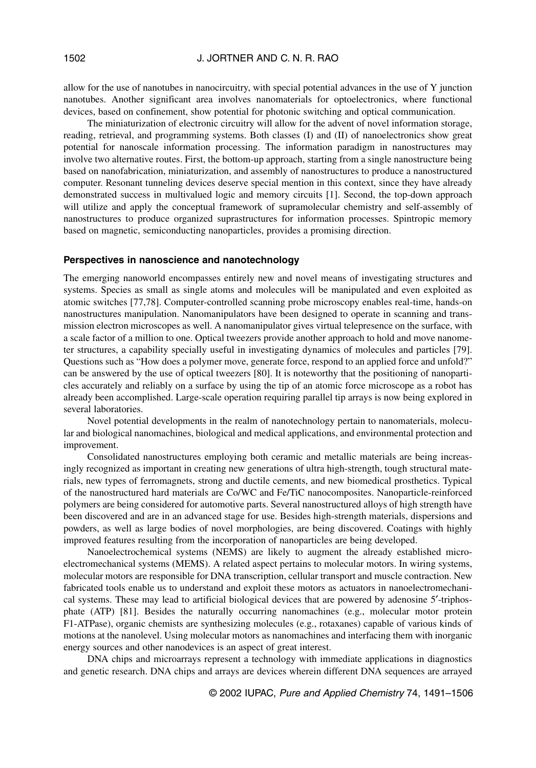allow for the use of nanotubes in nanocircuitry, with special potential advances in the use of Y junction nanotubes. Another significant area involves nanomaterials for optoelectronics, where functional devices, based on confinement, show potential for photonic switching and optical communication.

The miniaturization of electronic circuitry will allow for the advent of novel information storage, reading, retrieval, and programming systems. Both classes (I) and (II) of nanoelectronics show great potential for nanoscale information processing. The information paradigm in nanostructures may involve two alternative routes. First, the bottom-up approach, starting from a single nanostructure being based on nanofabrication, miniaturization, and assembly of nanostructures to produce a nanostructured computer. Resonant tunneling devices deserve special mention in this context, since they have already demonstrated success in multivalued logic and memory circuits [1]. Second, the top-down approach will utilize and apply the conceptual framework of supramolecular chemistry and self-assembly of nanostructures to produce organized suprastructures for information processes. Spintropic memory based on magnetic, semiconducting nanoparticles, provides a promising direction.

### Perspectives in nanoscience and nanotechnology

The emerging nanoworld encompasses entirely new and novel means of investigating structures and systems. Species as small as single atoms and molecules will be manipulated and even exploited as atomic switches [77,78]. Computer-controlled scanning probe microscopy enables real-time, hands-on nanostructures manipulation. Nanomanipulators have been designed to operate in scanning and transmission electron microscopes as well. A nanomanipulator gives virtual telepresence on the surface, with a scale factor of a million to one. Optical tweezers provide another approach to hold and move nanometer structures, a capability specially useful in investigating dynamics of molecules and particles [79]. Questions such as "How does a polymer move, generate force, respond to an applied force and unfold?" can be answered by the use of optical tweezers [80]. It is noteworthy that the positioning of nanoparticles accurately and reliably on a surface by using the tip of an atomic force microscope as a robot has already been accomplished. Large-scale operation requiring parallel tip arrays is now being explored in several laboratories.

Novel potential developments in the realm of nanotechnology pertain to nanomaterials, molecular and biological nanomachines, biological and medical applications, and environmental protection and improvement.

Consolidated nanostructures employing both ceramic and metallic materials are being increasingly recognized as important in creating new generations of ultra high-strength, tough structural materials, new types of ferromagnets, strong and ductile cements, and new biomedical prosthetics. Typical of the nanostructured hard materials are Co/WC and Fe/TiC nanocomposites. Nanoparticle-reinforced polymers are being considered for automotive parts. Several nanostructured alloys of high strength have been discovered and are in an advanced stage for use. Besides high-strength materials, dispersions and powders, as well as large bodies of novel morphologies, are being discovered. Coatings with highly improved features resulting from the incorporation of nanoparticles are being developed.

Nanoelectrochemical systems (NEMS) are likely to augment the already established microelectromechanical systems (MEMS). A related aspect pertains to molecular motors. In wiring systems, molecular motors are responsible for DNA transcription, cellular transport and muscle contraction. New fabricated tools enable us to understand and exploit these motors as actuators in nanoelectromechanical systems. These may lead to artificial biological devices that are powered by adenosine 5′-triphosphate (ATP) [81]. Besides the naturally occurring nanomachines (e.g., molecular motor protein F1-ATPase), organic chemists are synthesizing molecules (e.g., rotaxanes) capable of various kinds of motions at the nanolevel. Using molecular motors as nanomachines and interfacing them with inorganic energy sources and other nanodevices is an aspect of great interest.

DNA chips and microarrays represent a technology with immediate applications in diagnostics and genetic research. DNA chips and arrays are devices wherein different DNA sequences are arrayed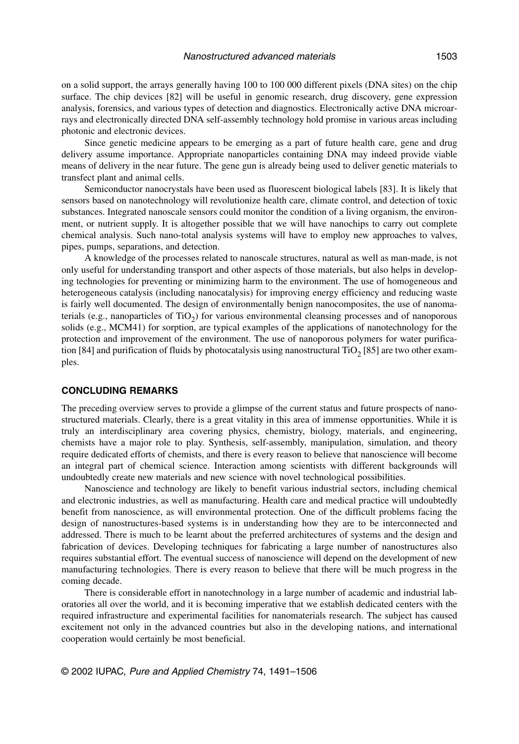on a solid support, the arrays generally having 100 to 100 000 different pixels (DNA sites) on the chip surface. The chip devices [82] will be useful in genomic research, drug discovery, gene expression analysis, forensics, and various types of detection and diagnostics. Electronically active DNA microarrays and electronically directed DNA self-assembly technology hold promise in various areas including photonic and electronic devices.

Since genetic medicine appears to be emerging as a part of future health care, gene and drug delivery assume importance. Appropriate nanoparticles containing DNA may indeed provide viable means of delivery in the near future. The gene gun is already being used to deliver genetic materials to transfect plant and animal cells.

Semiconductor nanocrystals have been used as fluorescent biological labels [83]. It is likely that sensors based on nanotechnology will revolutionize health care, climate control, and detection of toxic substances. Integrated nanoscale sensors could monitor the condition of a living organism, the environment, or nutrient supply. It is altogether possible that we will have nanochips to carry out complete chemical analysis. Such nano-total analysis systems will have to employ new approaches to valves, pipes, pumps, separations, and detection.

A knowledge of the processes related to nanoscale structures, natural as well as man-made, is not only useful for understanding transport and other aspects of those materials, but also helps in developing technologies for preventing or minimizing harm to the environment. The use of homogeneous and heterogeneous catalysis (including nanocatalysis) for improving energy efficiency and reducing waste is fairly well documented. The design of environmentally benign nanocomposites, the use of nanomaterials (e.g., nanoparticles of $TiO_2$) for various environmental cleansing processes and of nanoporous solids (e.g., MCM41) for sorption, are typical examples of the applications of nanotechnology for the protection and improvement of the environment. The use of nanoporous polymers for water purification [84] and purification of fluids by photocatalysis using nanostructural $TiO_2$ [85] are two other examples.

## CONCLUDING REMARKS

The preceding overview serves to provide a glimpse of the current status and future prospects of nanostructured materials. Clearly, there is a great vitality in this area of immense opportunities. While it is truly an interdisciplinary area covering physics, chemistry, biology, materials, and engineering, chemists have a major role to play. Synthesis, self-assembly, manipulation, simulation, and theory require dedicated efforts of chemists, and there is every reason to believe that nanoscience will become an integral part of chemical science. Interaction among scientists with different backgrounds will undoubtedly create new materials and new science with novel technological possibilities.

Nanoscience and technology are likely to benefit various industrial sectors, including chemical and electronic industries, as well as manufacturing. Health care and medical practice will undoubtedly benefit from nanoscience, as will environmental protection. One of the difficult problems facing the design of nanostructures-based systems is in understanding how they are to be interconnected and addressed. There is much to be learnt about the preferred architectures of systems and the design and fabrication of devices. Developing techniques for fabricating a large number of nanostructures also requires substantial effort. The eventual success of nanoscience will depend on the development of new manufacturing technologies. There is every reason to believe that there will be much progress in the coming decade.

There is considerable effort in nanotechnology in a large number of academic and industrial laboratories all over the world, and it is becoming imperative that we establish dedicated centers with the required infrastructure and experimental facilities for nanomaterials research. The subject has caused excitement not only in the advanced countries but also in the developing nations, and international cooperation would certainly be most beneficial.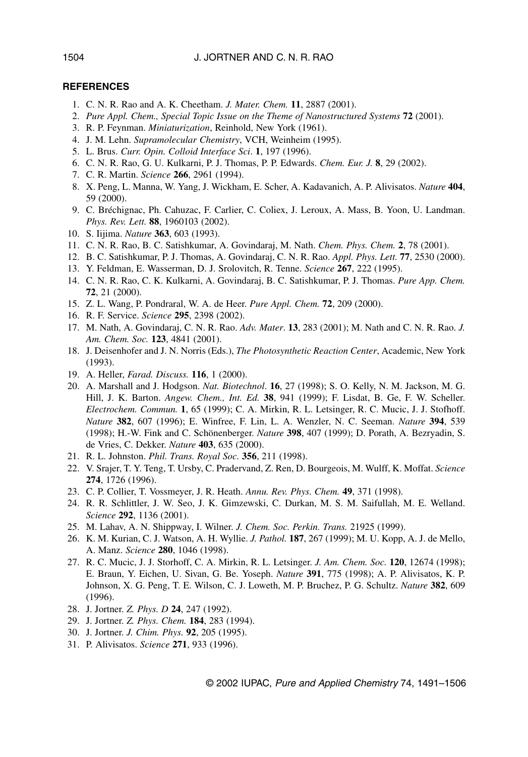## REFERENCES

1. C. N. R. Rao and A. K. Cheetham. *J. Mater. Chem.* **11**, 2887 (2001).
2. *Pure Appl. Chem., Special Topic Issue on the Theme of Nanostructured Systems* **72** (2001).
3. R. P. Feynman. *Miniaturization*, Reinhold, New York (1961).
4. J. M. Lehn. *Supramolecular Chemistry*, VCH, Weinheim (1995).
5. L. Brus. *Curr. Opin. Colloid Interface Sci*. **1**, 197 (1996).
6. C. N. R. Rao, G. U. Kulkarni, P. J. Thomas, P. P. Edwards. *Chem. Eur. J.* **8**, 29 (2002).
7. C. R. Martin. *Science* **266**, 2961 (1994).
8. X. Peng, L. Manna, W. Yang, J. Wickham, E. Scher, A. Kadavanich, A. P. Alivisatos. *Nature* **404**, 59 (2000).
9. C. Bréchignac, Ph. Cahuzac, F. Carlier, C. Colliex, J. Leroux, A. Mass, B. Yoon, U. Landman. *Phys. Rev. Lett.* **88**, 1960103 (2002).
10. S. Iijima. *Nature* **363**, 603 (1993).
11. C. N. R. Rao, B. C. Satishkumar, A. Govindaraj, M. Nath. *Chem. Phys. Chem.* **2**, 78 (2001).
12. B. C. Satishkumar, P. J. Thomas, A. Govindaraj, C. N. R. Rao. *Appl. Phys. Lett.* **77**, 2530 (2000).
13. Y. Feldman, E. Wasserman, D. J. Srolovitch, R. Tenne. *Science* **267**, 222 (1995).
14. C. N. R. Rao, C. K. Kulkarni, A. Govindaraj, B. C. Satishkumar, P. J. Thomas. *Pure App. Chem.* **72**, 21 (2000).
15. Z. L. Wang, P. Pondraral, W. A. de Heer. *Pure Appl. Chem.* **72**, 209 (2000).
16. R. F. Service. *Science* **295**, 2398 (2002).
17. M. Nath, A. Govindaraj, C. N. R. Rao. *Adv. Mater*. **13**, 283 (2001); M. Nath and C. N. R. Rao. *J. Am. Chem. Soc.* **123**, 4841 (2001).
18. J. Deisenhofer and J. N. Norris (Eds.), *The Photosynthetic Reaction Center*, Academic, New York (1993).
19. A. Heller, *Farad. Discuss.* **116**, 1 (2000).
20. A. Marshall and J. Hodgson. *Nat. Biotechnol*. **16**, 27 (1998); S. O. Kelly, N. M. Jackson, M. G. Hill, J. K. Barton. *Angew. Chem., Int. Ed.* **38**, 941 (1999); F. Lisdat, B. Ge, F. W. Scheller. *Electrochem. Commun.* **1**, 65 (1999); C. A. Mirkin, R. L. Letsinger, R. C. Mucic, J. J. Stofhoff. *Nature* **382**, 607 (1996); E. Winfree, F. Lin, L. A. Wenzler, N. C. Seeman. *Nature* **394**, 539 (1998); H.-W. Fink and C. Schönenberger. *Nature* **398**, 407 (1999); D. Porath, A. Bezryadin, S. de Vries, C. Dekker. *Nature* **403**, 635 (2000).
21. R. L. Johnston. *Phil. Trans. Royal Soc.* **356**, 211 (1998).
22. V. Srajer, T. Y. Teng, T. Ursby, C. Pradervand, Z. Ren, D. Bourgeois, M. Wulff, K. Moffat. *Science* **274**, 1726 (1996).
23. C. P. Collier, T. Vossmeyer, J. R. Heath. *Annu. Rev. Phys. Chem.* **49**, 371 (1998).
24. R. R. Schlittler, J. W. Seo, J. K. Gimzewski, C. Durkan, M. S. M. Saifullah, M. E. Welland. *Science* **292**, 1136 (2001).
25. M. Lahav, A. N. Shippway, I. Wilner. *J. Chem. Soc. Perkin. Trans.* 21925 (1999).
26. K. M. Kurian, C. J. Watson, A. H. Wyllie. *J. Pathol.* **187**, 267 (1999); M. U. Kopp, A. J. de Mello, A. Manz. *Science* **280**, 1046 (1998).
27. R. C. Mucic, J. J. Storhoff, C. A. Mirkin, R. L. Letsinger. *J. Am. Chem. Soc.* **120**, 12674 (1998); E. Braun, Y. Eichen, U. Sivan, G. Be. Yoseph. *Nature* **391**, 775 (1998); A. P. Alivisatos, K. P. Johnson, X. G. Peng, T. E. Wilson, C. J. Loweth, M. P. Bruchez, P. G. Schultz. *Nature* **382**, 609 (1996).
28. J. Jortner. *Z. Phys. D* **24**, 247 (1992).
29. J. Jortner. *Z. Phys. Chem.* **184**, 283 (1994).
30. J. Jortner. *J. Chim. Phys.* **92**, 205 (1995).
31. P. Alivisatos. *Science* **271**, 933 (1996).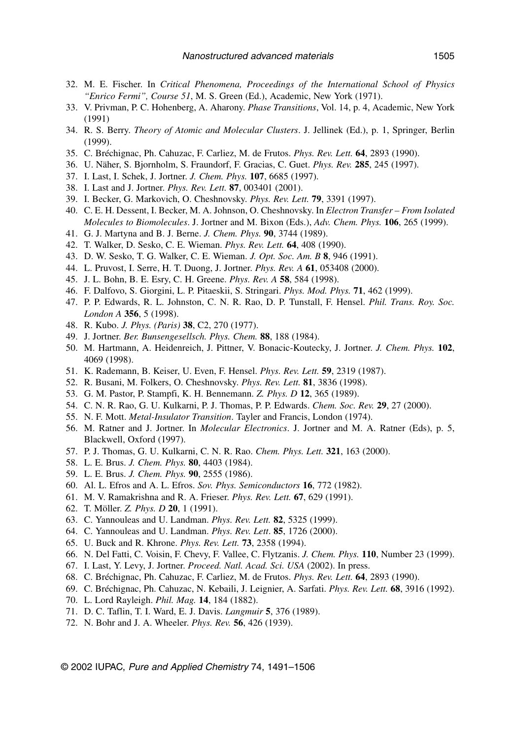32. M. E. Fischer. In *Critical Phenomena, Proceedings of the International School of Physics "Enrico Fermi", Course 51*, M. S. Green (Ed.), Academic, New York (1971).
33. V. Privman, P. C. Hohenberg, A. Aharony. *Phase Transitions*, Vol. 14, p. 4, Academic, New York (1991)
34. R. S. Berry. *Theory of Atomic and Molecular Clusters*. J. Jellinek (Ed.), p. 1, Springer, Berlin (1999).
35. C. Bréchignac, Ph. Cahuzac, F. Carliez, M. de Frutos. *Phys. Rev. Lett.* **64**, 2893 (1990).
36. U. Näher, S. Bjornholm, S. Fraundorf, F. Gracias, C. Guet. *Phys. Rev.* **285**, 245 (1997).
37. I. Last, I. Schek, J. Jortner. *J. Chem. Phys.* **107**, 6685 (1997).
38. I. Last and J. Jortner. *Phys. Rev. Lett.* **87**, 003401 (2001).
39. I. Becker, G. Markovich, O. Cheshnovsky. *Phys. Rev. Lett.* **79**, 3391 (1997).
40. C. E. H. Dessent, I. Becker, M. A. Johnson, O. Cheshnovsky. In *Electron Transfer – From Isolated Molecules to Biomolecules*. J. Jortner and M. Bixon (Eds.), *Adv. Chem. Phys.* **106**, 265 (1999).
41. G. J. Martyna and B. J. Berne. *J. Chem. Phys.* **90**, 3744 (1989).
42. T. Walker, D. Sesko, C. E. Wieman. *Phys. Rev. Lett.* **64**, 408 (1990).
43. D. W. Sesko, T. G. Walker, C. E. Wieman. *J. Opt. Soc. Am. B* **8**, 946 (1991).
44. L. Pruvost, I. Serre, H. T. Duong, J. Jortner. *Phys. Rev. A* **61**, 053408 (2000).
45. J. L. Bohn, B. E. Esry, C. H. Greene. *Phys. Rev. A* **58**, 584 (1998).
46. F. Dalfovo, S. Giorgini, L. P. Pitaeskii, S. Stringari. *Phys. Mod. Phys.* **71**, 462 (1999).
47. P. P. Edwards, R. L. Johnston, C. N. R. Rao, D. P. Tunstall, F. Hensel. *Phil. Trans. Roy. Soc. London A* **356**, 5 (1998).
48. R. Kubo. *J. Phys. (Paris)* **38**, C2, 270 (1977).
49. J. Jortner. *Ber. Bunsengesellsch. Phys. Chem.* **88**, 188 (1984).
50. M. Hartmann, A. Heidenreich, J. Pittner, V. Bonacic-Koutecky, J. Jortner. *J. Chem. Phys.* **102**, 4069 (1998).
51. K. Rademann, B. Keiser, U. Even, F. Hensel. *Phys. Rev. Lett.* **59**, 2319 (1987).
52. R. Busani, M. Folkers, O. Cheshnovsky. *Phys. Rev. Lett.* **81**, 3836 (1998).
53. G. M. Pastor, P. Stampfi, K. H. Bennemann. *Z. Phys. D* **12**, 365 (1989).
54. C. N. R. Rao, G. U. Kulkarni, P. J. Thomas, P. P. Edwards. *Chem. Soc. Rev.* **29**, 27 (2000).
55. N. F. Mott. *Metal-Insulator Transition*. Tayler and Francis, London (1974).
56. M. Ratner and J. Jortner. In *Molecular Electronics*. J. Jortner and M. A. Ratner (Eds), p. 5, Blackwell, Oxford (1997).
57. P. J. Thomas, G. U. Kulkarni, C. N. R. Rao. *Chem. Phys. Lett.* **321**, 163 (2000).
58. L. E. Brus. *J. Chem. Phys.* **80**, 4403 (1984).
59. L. E. Brus. *J. Chem. Phys.* **90**, 2555 (1986).
60. Al. L. Efros and A. L. Efros. *Sov. Phys. Semiconductors* **16**, 772 (1982).
61. M. V. Ramakrishna and R. A. Frieser. *Phys. Rev. Lett.* **67**, 629 (1991).
62. T. Möller. *Z. Phys. D* **20**, 1 (1991).
63. C. Yannouleas and U. Landman. *Phys. Rev. Lett.* **82**, 5325 (1999).
64. C. Yannouleas and U. Landman. *Phys. Rev. Lett*. **85**, 1726 (2000).
65. U. Buck and R. Khrone. *Phys. Rev. Lett.* **73**, 2358 (1994).
66. N. Del Fatti, C. Voisin, F. Chevy, F. Vallee, C. Flytzanis. *J. Chem. Phys.* **110**, Number 23 (1999).
67. I. Last, Y. Levy, J. Jortner. *Proceed. Natl. Acad. Sci. USA* (2002). In press.
68. C. Bréchignac, Ph. Cahuzac, F. Carliez, M. de Frutos. *Phys. Rev. Lett.* **64**, 2893 (1990).
69. C. Bréchignac, Ph. Cahuzac, N. Kebaili, J. Leignier, A. Sarfati. *Phys. Rev. Lett.* **68**, 3916 (1992).
70. L. Lord Rayleigh. *Phil. Mag.* **14**, 184 (1882).
71. D. C. Taflin, T. I. Ward, E. J. Davis. *Langmuir* **5**, 376 (1989).
72. N. Bohr and J. A. Wheeler. *Phys. Rev.* **56**, 426 (1939).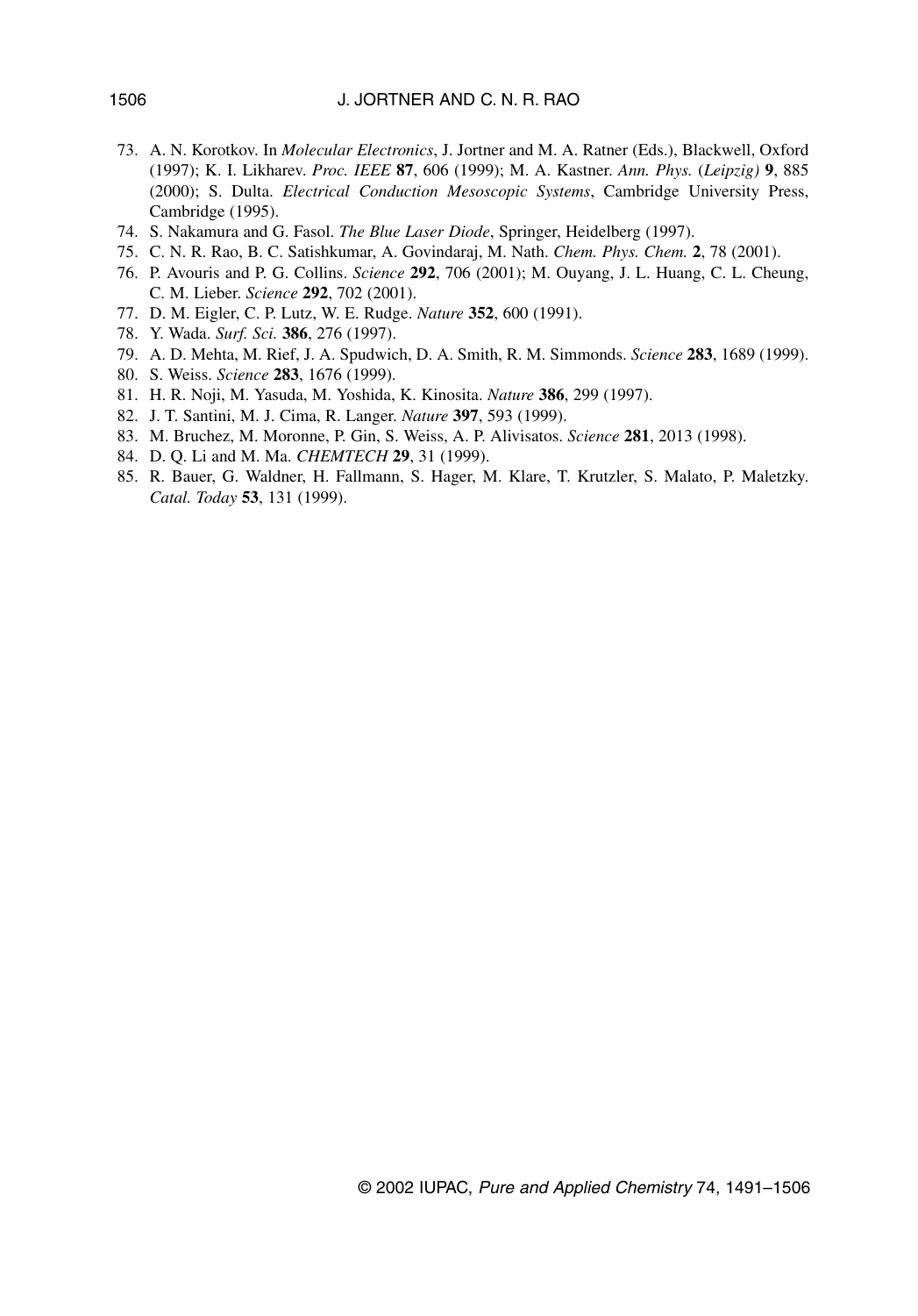73. A. N. Korotkov. In *Molecular Electronics*, J. Jortner and M. A. Ratner (Eds.), Blackwell, Oxford (1997); K. I. Likharev. *Proc. IEEE* **87**, 606 (1999); M. A. Kastner. *Ann. Phys.* (*Leipzig)* **9**, 885 (2000); S. Dulta. *Electrical Conduction Mesoscopic Systems*, Cambridge University Press, Cambridge (1995).
74. S. Nakamura and G. Fasol. *The Blue Laser Diode*, Springer, Heidelberg (1997).
75. C. N. R. Rao, B. C. Satishkumar, A. Govindaraj, M. Nath. *Chem. Phys. Chem.* **2**, 78 (2001).
76. P. Avouris and P. G. Collins. *Science* **292**, 706 (2001); M. Ouyang, J. L. Huang, C. L. Cheung, C. M. Lieber. *Science* **292**, 702 (2001).
77. D. M. Eigler, C. P. Lutz, W. E. Rudge. *Nature* **352**, 600 (1991).
78. Y. Wada. *Surf. Sci.* **386**, 276 (1997).
79. A. D. Mehta, M. Rief, J. A. Spudwich, D. A. Smith, R. M. Simmonds. *Science* **283**, 1689 (1999).
80. S. Weiss. *Science* **283**, 1676 (1999).
81. H. R. Noji, M. Yasuda, M. Yoshida, K. Kinosita. *Nature* **386**, 299 (1997).
82. J. T. Santini, M. J. Cima, R. Langer. *Nature* **397**, 593 (1999).
83. M. Bruchez, M. Moronne, P. Gin, S. Weiss, A. P. Alivisatos. *Science* **281**, 2013 (1998).
84. D. Q. Li and M. Ma. *CHEMTECH* **29**, 31 (1999).
85. R. Bauer, G. Waldner, H. Fallmann, S. Hager, M. Klare, T. Krutzler, S. Malato, P. Maletzky. *Catal. Today* **53**, 131 (1999).